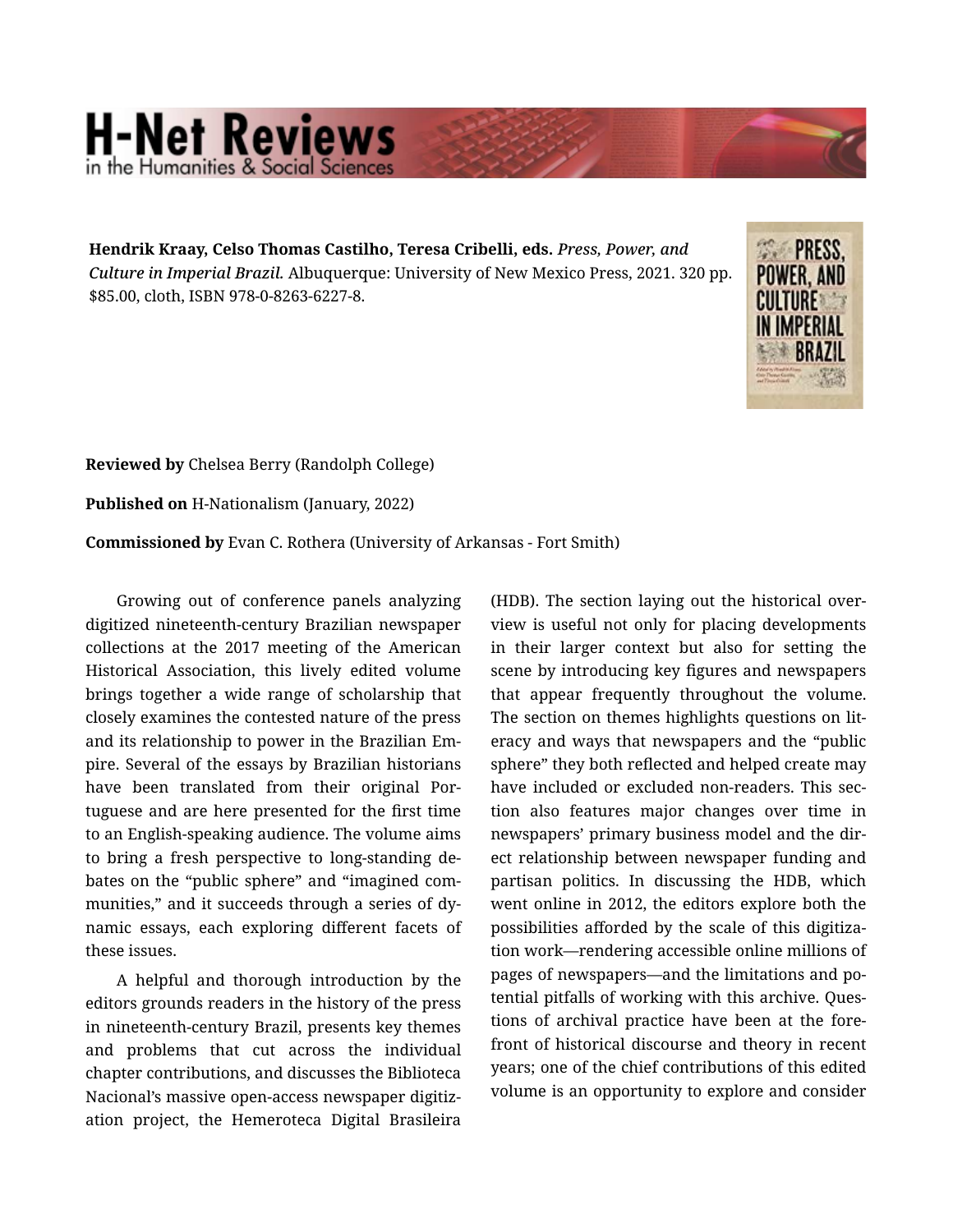**Hendrik Kraay, Celso Thomas Castilho, Teresa Cribelli, eds.** *Press, Power, and Culture in Imperial Brazil.* Albuquerque: University of New Mexico Press, 2021. 320 pp. $85.00, cloth, ISBN 978-0-8263-6227-8.

**Reviewed by** Chelsea Berry (Randolph College)

**Published on** H-Nationalism (January, 2022)

**Commissioned by** Evan C. Rothera (University of Arkansas - Fort Smith)

Growing out of conference panels analyzing digitized nineteenth-century Brazilian newspaper collections at the 2017 meeting of the American Historical Association, this lively edited volume brings together a wide range of scholarship that closely examines the contested nature of the press and its relationship to power in the Brazilian Empire. Several of the essays by Brazilian historians have been translated from their original Portuguese and are here presented for the first time to an English-speaking audience. The volume aims to bring a fresh perspective to long-standing debates on the "public sphere" and "imagined communities," and it succeeds through a series of dynamic essays, each exploring different facets of these issues.

A helpful and thorough introduction by the editors grounds readers in the history of the press in nineteenth-century Brazil, presents key themes and problems that cut across the individual chapter contributions, and discusses the Biblioteca Nacional's massive open-access newspaper digitization project, the Hemeroteca Digital Brasileira (HDB). The section laying out the historical overview is useful not only for placing developments in their larger context but also for setting the scene by introducing key figures and newspapers that appear frequently throughout the volume. The section on themes highlights questions on literacy and ways that newspapers and the "public sphere" they both reflected and helped create may have included or excluded non-readers. This section also features major changes over time in newspapers' primary business model and the direct relationship between newspaper funding and partisan politics. In discussing the HDB, which went online in 2012, the editors explore both the possibilities afforded by the scale of this digitization work—rendering accessible online millions of pages of newspapers—and the limitations and potential pitfalls of working with this archive. Questions of archival practice have been at the forefront of historical discourse and theory in recent years; one of the chief contributions of this edited volume is an opportunity to explore and consider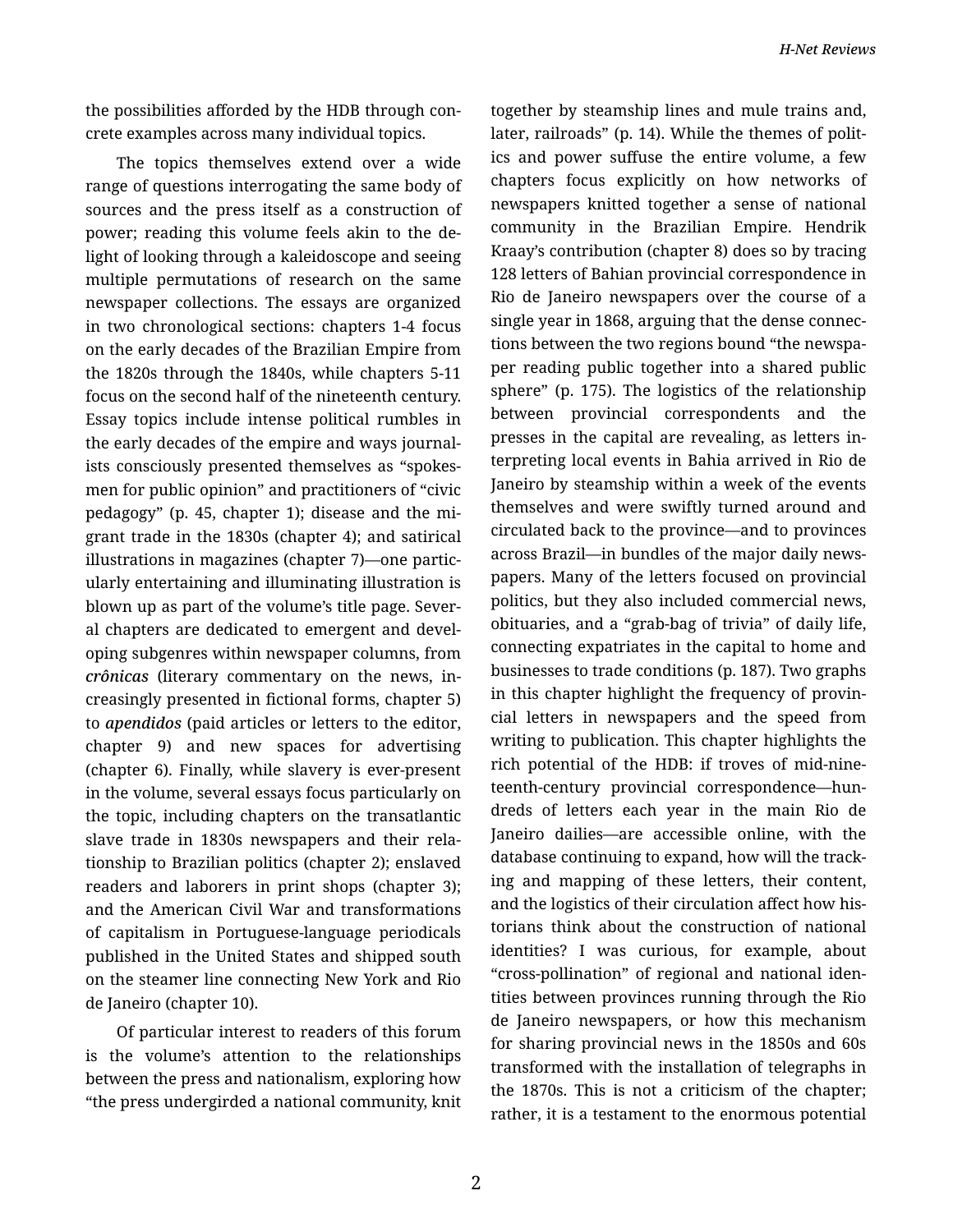the possibilities afforded by the HDB through concrete examples across many individual topics.

The topics themselves extend over a wide range of questions interrogating the same body of sources and the press itself as a construction of power; reading this volume feels akin to the delight of looking through a kaleidoscope and seeing multiple permutations of research on the same newspaper collections. The essays are organized in two chronological sections: chapters 1-4 focus on the early decades of the Brazilian Empire from the 1820s through the 1840s, while chapters 5-11 focus on the second half of the nineteenth century. Essay topics include intense political rumbles in the early decades of the empire and ways journalists consciously presented themselves as "spokesmen for public opinion" and practitioners of "civic pedagogy" (p. 45, chapter 1); disease and the migrant trade in the 1830s (chapter 4); and satirical illustrations in magazines (chapter 7)—one particularly entertaining and illuminating illustration is blown up as part of the volume's title page. Several chapters are dedicated to emergent and developing subgenres within newspaper columns, from ***crônicas*** (literary commentary on the news, increasingly presented in fictional forms, chapter 5) to ***apendidos*** (paid articles or letters to the editor, chapter 9) and new spaces for advertising (chapter 6). Finally, while slavery is ever-present in the volume, several essays focus particularly on the topic, including chapters on the transatlantic slave trade in 1830s newspapers and their relationship to Brazilian politics (chapter 2); enslaved readers and laborers in print shops (chapter 3); and the American Civil War and transformations of capitalism in Portuguese-language periodicals published in the United States and shipped south on the steamer line connecting New York and Rio de Janeiro (chapter 10).

Of particular interest to readers of this forum is the volume's attention to the relationships between the press and nationalism, exploring how "the press undergirded a national community, knit together by steamship lines and mule trains and, later, railroads" (p. 14). While the themes of politics and power suffuse the entire volume, a few chapters focus explicitly on how networks of newspapers knitted together a sense of national community in the Brazilian Empire. Hendrik Kraay's contribution (chapter 8) does so by tracing 128 letters of Bahian provincial correspondence in Rio de Janeiro newspapers over the course of a single year in 1868, arguing that the dense connections between the two regions bound "the newspaper reading public together into a shared public sphere" (p. 175). The logistics of the relationship between provincial correspondents and the presses in the capital are revealing, as letters interpreting local events in Bahia arrived in Rio de Janeiro by steamship within a week of the events themselves and were swiftly turned around and circulated back to the province—and to provinces across Brazil—in bundles of the major daily newspapers. Many of the letters focused on provincial politics, but they also included commercial news, obituaries, and a "grab-bag of trivia" of daily life, connecting expatriates in the capital to home and businesses to trade conditions (p. 187). Two graphs in this chapter highlight the frequency of provincial letters in newspapers and the speed from writing to publication. This chapter highlights the rich potential of the HDB: if troves of mid-nineteenth-century provincial correspondence—hundreds of letters each year in the main Rio de Janeiro dailies—are accessible online, with the database continuing to expand, how will the tracking and mapping of these letters, their content, and the logistics of their circulation affect how historians think about the construction of national identities? I was curious, for example, about "cross-pollination" of regional and national identities between provinces running through the Rio de Janeiro newspapers, or how this mechanism for sharing provincial news in the 1850s and 60s transformed with the installation of telegraphs in the 1870s. This is not a criticism of the chapter; rather, it is a testament to the enormous potential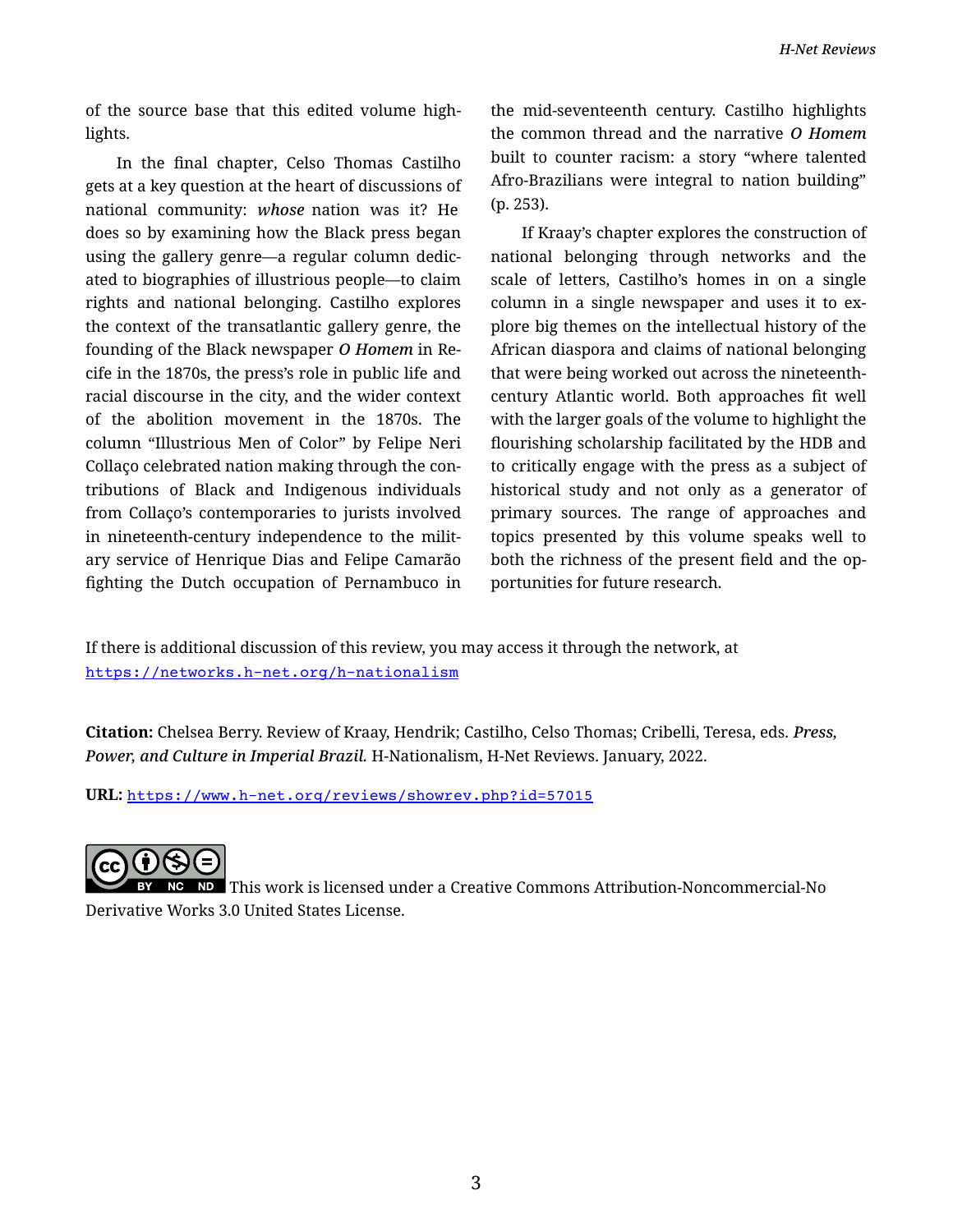of the source base that this edited volume highlights.

In the final chapter, Celso Thomas Castilho gets at a key question at the heart of discussions of national community: *whose* nation was it? He does so by examining how the Black press began using the gallery genre—a regular column dedicated to biographies of illustrious people—to claim rights and national belonging. Castilho explores the context of the transatlantic gallery genre, the founding of the Black newspaper ***O Homem*** in Recife in the 1870s, the press's role in public life and racial discourse in the city, and the wider context of the abolition movement in the 1870s. The column "Illustrious Men of Color" by Felipe Neri Collaço celebrated nation making through the contributions of Black and Indigenous individuals from Collaço's contemporaries to jurists involved in nineteenth-century independence to the military service of Henrique Dias and Felipe Camarão fighting the Dutch occupation of Pernambuco in the mid-seventeenth century. Castilho highlights the common thread and the narrative ***O Homem*** built to counter racism: a story "where talented Afro-Brazilians were integral to nation building" (p. 253).

If Kraay's chapter explores the construction of national belonging through networks and the scale of letters, Castilho's homes in on a single column in a single newspaper and uses it to explore big themes on the intellectual history of the African diaspora and claims of national belonging that were being worked out across the nineteenth-century Atlantic world. Both approaches fit well with the larger goals of the volume to highlight the flourishing scholarship facilitated by the HDB and to critically engage with the press as a subject of historical study and not only as a generator of primary sources. The range of approaches and topics presented by this volume speaks well to both the richness of the present field and the opportunities for future research.

If there is additional discussion of this review, you may access it through the network, at https://networks.h-net.org/h-nationalism

**Citation:** Chelsea Berry. Review of Kraay, Hendrik; Castilho, Celso Thomas; Cribelli, Teresa, eds. *Press, Power, and Culture in Imperial Brazil.* H-Nationalism, H-Net Reviews. January, 2022.

**URL:** https://www.h-net.org/reviews/showrev.php?id=57015

This work is licensed under a Creative Commons Attribution-Noncommercial-No Derivative Works 3.0 United States License.